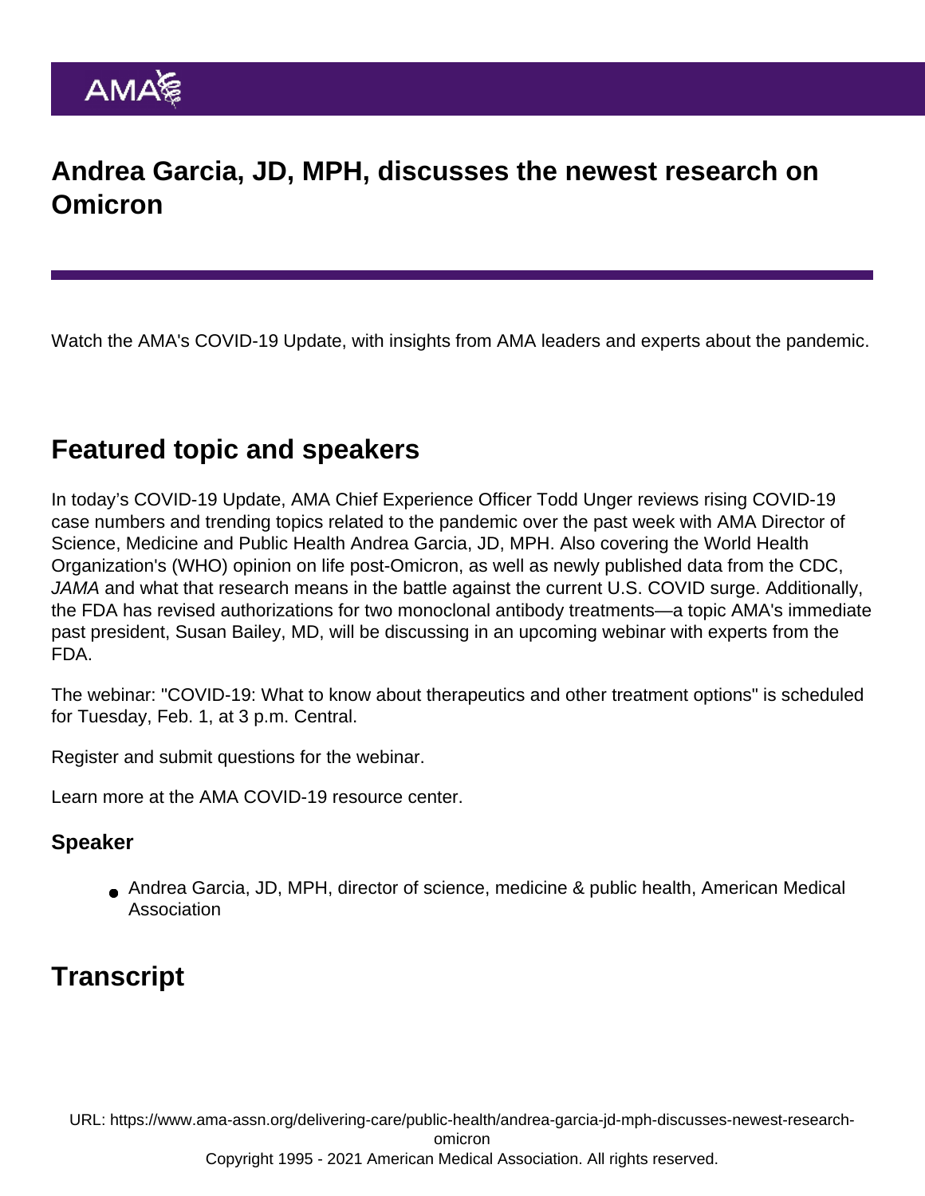# Andrea Garcia, JD, MPH, discusses the newest research on Omicron

Watch the AMA's COVID-19 Update, with insights from AMA leaders and experts about the pandemic.

## Featured topic and speakers

In today's COVID-19 Update, AMA Chief Experience Officer Todd Unger reviews rising COVID-19 case numbers and trending topics related to the pandemic over the past week with AMA Director of Science, Medicine and Public Health Andrea Garcia, JD, MPH. Also covering the World Health Organization's (WHO) opinion on life post-Omicron, as well as newly published data from the CDC, *JAMA* and what that research means in the battle against the current U.S. COVID surge. Additionally, the FDA has revised authorizations for two monoclonal antibody treatments—a topic AMA's immediate past president, Susan Bailey, MD, will be discussing in an upcoming webinar with experts from the FDA.

The webinar: "COVID-19: What to know about therapeutics and other treatment options" is scheduled for Tuesday, Feb. 1, at 3 p.m. Central.

Register and submit questions for the webinar.

Learn more at the AMA COVID-19 resource center.

### Speaker

- Andrea Garcia, JD, MPH, director of science, medicine & public health, American Medical Association

## Transcript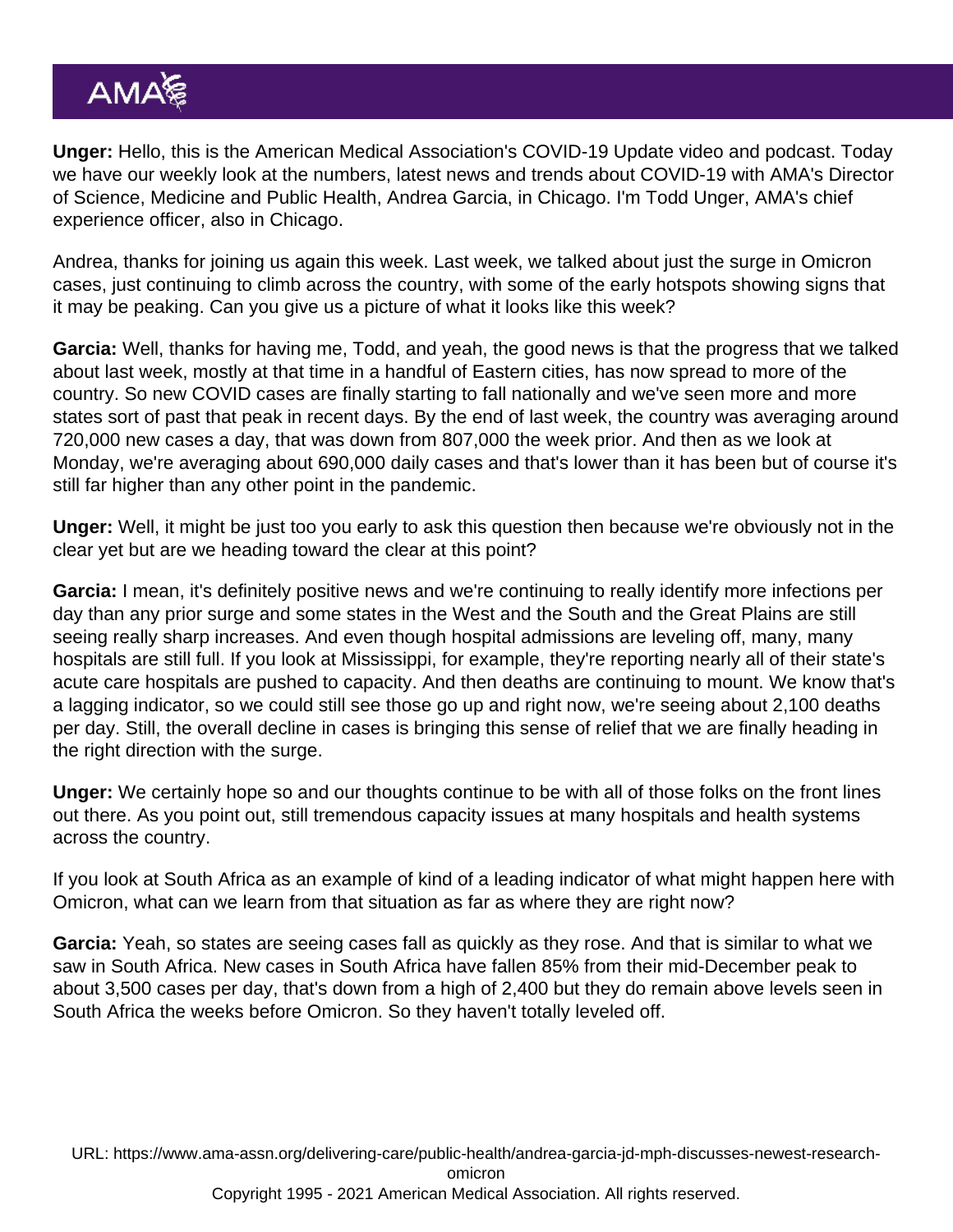**Unger:** Hello, this is the American Medical Association's COVID-19 Update video and podcast. Today we have our weekly look at the numbers, latest news and trends about COVID-19 with AMA's Director of Science, Medicine and Public Health, Andrea Garcia, in Chicago. I'm Todd Unger, AMA's chief experience officer, also in Chicago.

Andrea, thanks for joining us again this week. Last week, we talked about just the surge in Omicron cases, just continuing to climb across the country, with some of the early hotspots showing signs that it may be peaking. Can you give us a picture of what it looks like this week?

**Garcia:** Well, thanks for having me, Todd, and yeah, the good news is that the progress that we talked about last week, mostly at that time in a handful of Eastern cities, has now spread to more of the country. So new COVID cases are finally starting to fall nationally and we've seen more and more states sort of past that peak in recent days. By the end of last week, the country was averaging around 720,000 new cases a day, that was down from 807,000 the week prior. And then as we look at Monday, we're averaging about 690,000 daily cases and that's lower than it has been but of course it's still far higher than any other point in the pandemic.

**Unger:** Well, it might be just too you early to ask this question then because we're obviously not in the clear yet but are we heading toward the clear at this point?

**Garcia:** I mean, it's definitely positive news and we're continuing to really identify more infections per day than any prior surge and some states in the West and the South and the Great Plains are still seeing really sharp increases. And even though hospital admissions are leveling off, many, many hospitals are still full. If you look at Mississippi, for example, they're reporting nearly all of their state's acute care hospitals are pushed to capacity. And then deaths are continuing to mount. We know that's a lagging indicator, so we could still see those go up and right now, we're seeing about 2,100 deaths per day. Still, the overall decline in cases is bringing this sense of relief that we are finally heading in the right direction with the surge.

**Unger:** We certainly hope so and our thoughts continue to be with all of those folks on the front lines out there. As you point out, still tremendous capacity issues at many hospitals and health systems across the country.

If you look at South Africa as an example of kind of a leading indicator of what might happen here with Omicron, what can we learn from that situation as far as where they are right now?

**Garcia:** Yeah, so states are seeing cases fall as quickly as they rose. And that is similar to what we saw in South Africa. New cases in South Africa have fallen 85% from their mid-December peak to about 3,500 cases per day, that's down from a high of 2,400 but they do remain above levels seen in South Africa the weeks before Omicron. So they haven't totally leveled off.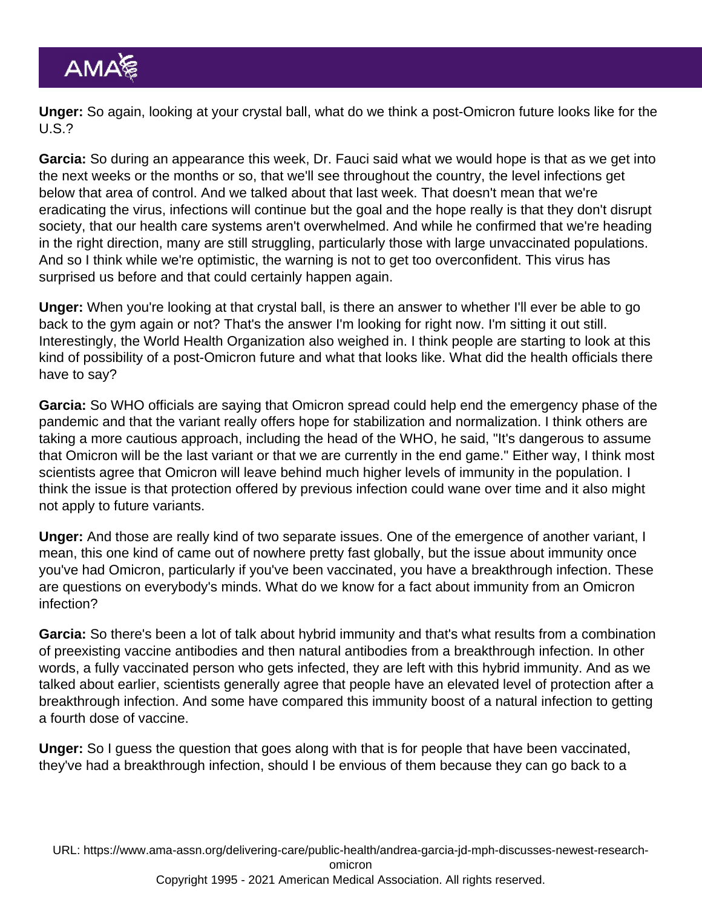**Unger:** So again, looking at your crystal ball, what do we think a post-Omicron future looks like for the U.S.?

**Garcia:** So during an appearance this week, Dr. Fauci said what we would hope is that as we get into the next weeks or the months or so, that we'll see throughout the country, the level infections get below that area of control. And we talked about that last week. That doesn't mean that we're eradicating the virus, infections will continue but the goal and the hope really is that they don't disrupt society, that our health care systems aren't overwhelmed. And while he confirmed that we're heading in the right direction, many are still struggling, particularly those with large unvaccinated populations. And so I think while we're optimistic, the warning is not to get too overconfident. This virus has surprised us before and that could certainly happen again.

**Unger:** When you're looking at that crystal ball, is there an answer to whether I'll ever be able to go back to the gym again or not? That's the answer I'm looking for right now. I'm sitting it out still. Interestingly, the World Health Organization also weighed in. I think people are starting to look at this kind of possibility of a post-Omicron future and what that looks like. What did the health officials there have to say?

**Garcia:** So WHO officials are saying that Omicron spread could help end the emergency phase of the pandemic and that the variant really offers hope for stabilization and normalization. I think others are taking a more cautious approach, including the head of the WHO, he said, "It's dangerous to assume that Omicron will be the last variant or that we are currently in the end game." Either way, I think most scientists agree that Omicron will leave behind much higher levels of immunity in the population. I think the issue is that protection offered by previous infection could wane over time and it also might not apply to future variants.

**Unger:** And those are really kind of two separate issues. One of the emergence of another variant, I mean, this one kind of came out of nowhere pretty fast globally, but the issue about immunity once you've had Omicron, particularly if you've been vaccinated, you have a breakthrough infection. These are questions on everybody's minds. What do we know for a fact about immunity from an Omicron infection?

**Garcia:** So there's been a lot of talk about hybrid immunity and that's what results from a combination of preexisting vaccine antibodies and then natural antibodies from a breakthrough infection. In other words, a fully vaccinated person who gets infected, they are left with this hybrid immunity. And as we talked about earlier, scientists generally agree that people have an elevated level of protection after a breakthrough infection. And some have compared this immunity boost of a natural infection to getting a fourth dose of vaccine.

**Unger:** So I guess the question that goes along with that is for people that have been vaccinated, they've had a breakthrough infection, should I be envious of them because they can go back to a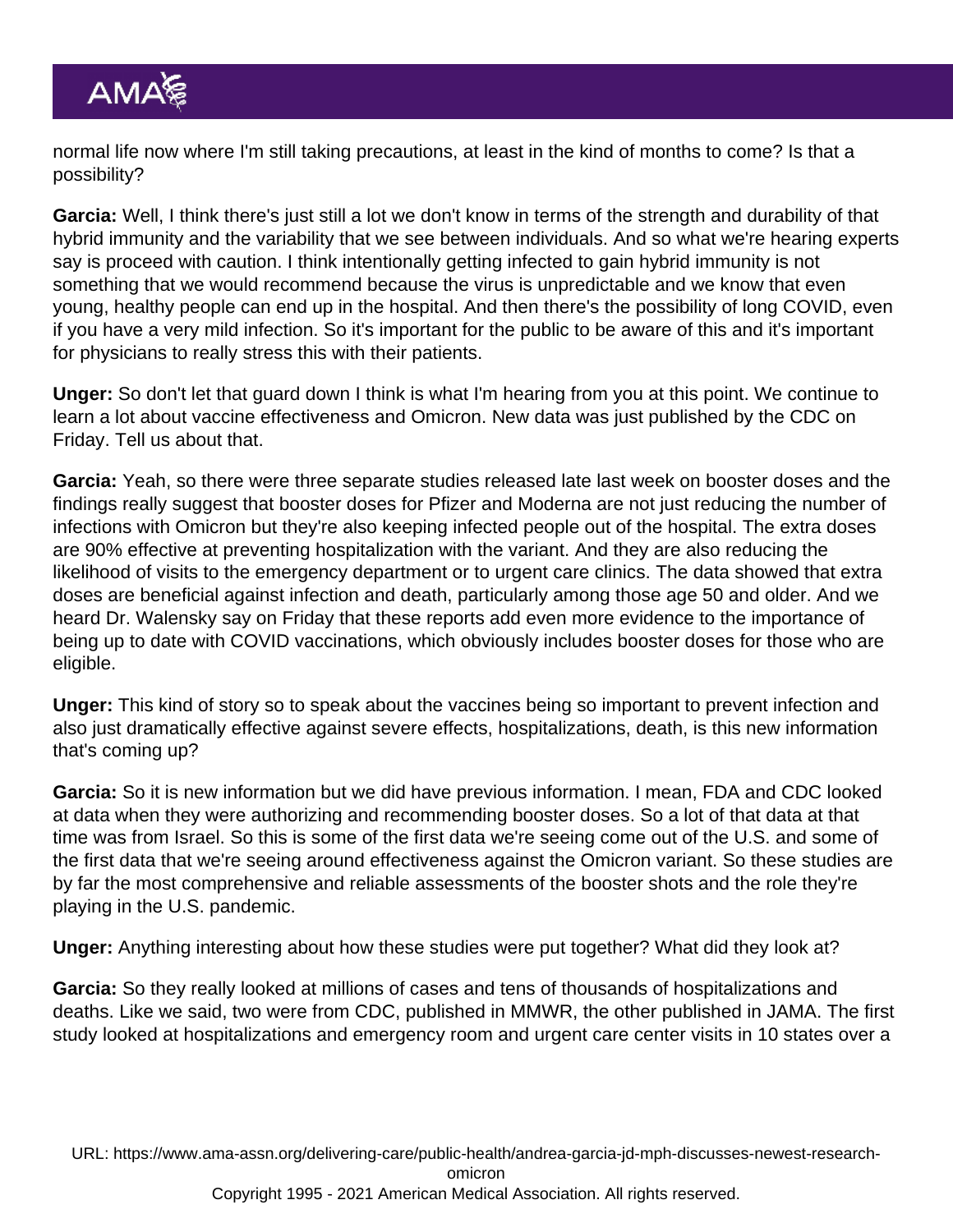normal life now where I'm still taking precautions, at least in the kind of months to come? Is that a possibility?

**Garcia:** Well, I think there's just still a lot we don't know in terms of the strength and durability of that hybrid immunity and the variability that we see between individuals. And so what we're hearing experts say is proceed with caution. I think intentionally getting infected to gain hybrid immunity is not something that we would recommend because the virus is unpredictable and we know that even young, healthy people can end up in the hospital. And then there's the possibility of long COVID, even if you have a very mild infection. So it's important for the public to be aware of this and it's important for physicians to really stress this with their patients.

**Unger:** So don't let that guard down I think is what I'm hearing from you at this point. We continue to learn a lot about vaccine effectiveness and Omicron. New data was just published by the CDC on Friday. Tell us about that.

**Garcia:** Yeah, so there were three separate studies released late last week on booster doses and the findings really suggest that booster doses for Pfizer and Moderna are not just reducing the number of infections with Omicron but they're also keeping infected people out of the hospital. The extra doses are 90% effective at preventing hospitalization with the variant. And they are also reducing the likelihood of visits to the emergency department or to urgent care clinics. The data showed that extra doses are beneficial against infection and death, particularly among those age 50 and older. And we heard Dr. Walensky say on Friday that these reports add even more evidence to the importance of being up to date with COVID vaccinations, which obviously includes booster doses for those who are eligible.

**Unger:** This kind of story so to speak about the vaccines being so important to prevent infection and also just dramatically effective against severe effects, hospitalizations, death, is this new information that's coming up?

**Garcia:** So it is new information but we did have previous information. I mean, FDA and CDC looked at data when they were authorizing and recommending booster doses. So a lot of that data at that time was from Israel. So this is some of the first data we're seeing come out of the U.S. and some of the first data that we're seeing around effectiveness against the Omicron variant. So these studies are by far the most comprehensive and reliable assessments of the booster shots and the role they're playing in the U.S. pandemic.

**Unger:** Anything interesting about how these studies were put together? What did they look at?

**Garcia:** So they really looked at millions of cases and tens of thousands of hospitalizations and deaths. Like we said, two were from CDC, published in MMWR, the other published in JAMA. The first study looked at hospitalizations and emergency room and urgent care center visits in 10 states over a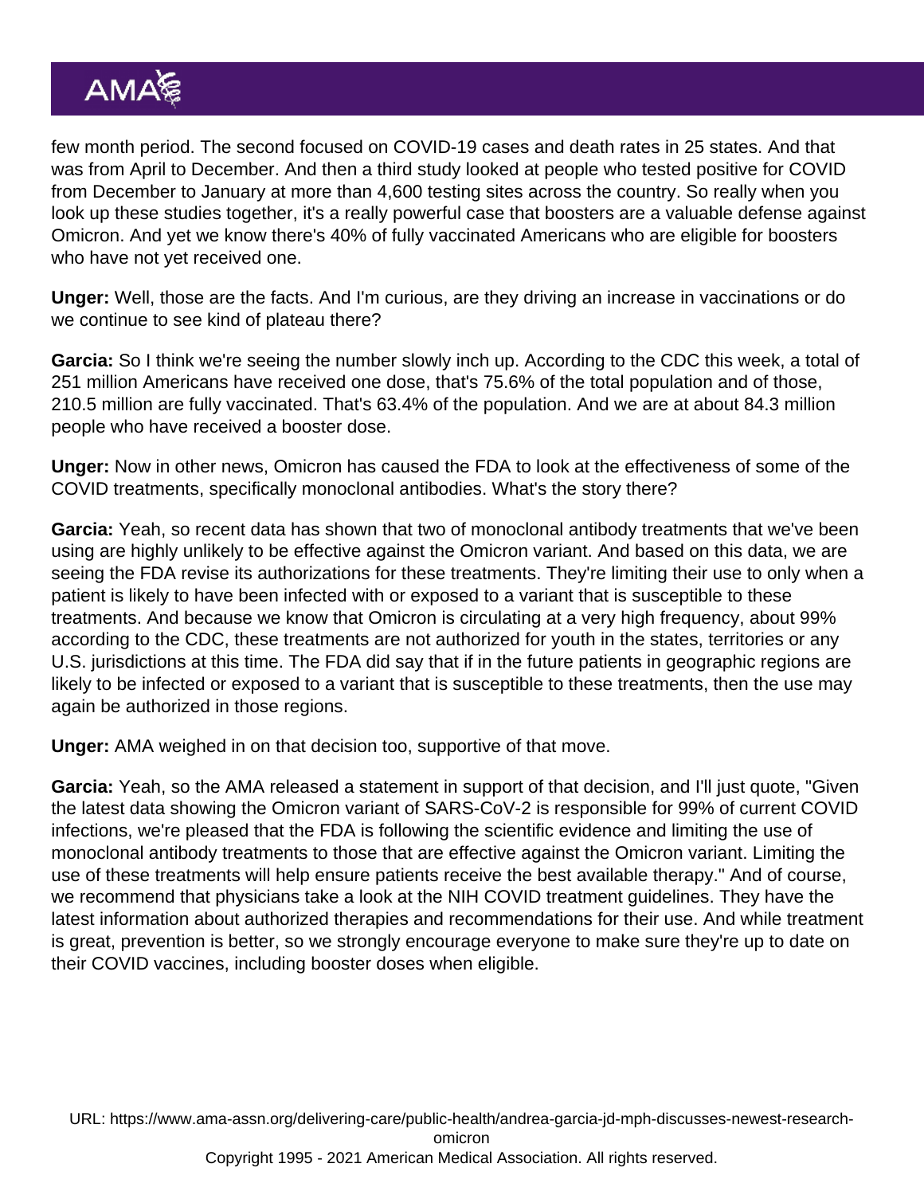few month period. The second focused on COVID-19 cases and death rates in 25 states. And that was from April to December. And then a third study looked at people who tested positive for COVID from December to January at more than 4,600 testing sites across the country. So really when you look up these studies together, it's a really powerful case that boosters are a valuable defense against Omicron. And yet we know there's 40% of fully vaccinated Americans who are eligible for boosters who have not yet received one.

**Unger:** Well, those are the facts. And I'm curious, are they driving an increase in vaccinations or do we continue to see kind of plateau there?

**Garcia:** So I think we're seeing the number slowly inch up. According to the CDC this week, a total of 251 million Americans have received one dose, that's 75.6% of the total population and of those, 210.5 million are fully vaccinated. That's 63.4% of the population. And we are at about 84.3 million people who have received a booster dose.

**Unger:** Now in other news, Omicron has caused the FDA to look at the effectiveness of some of the COVID treatments, specifically monoclonal antibodies. What's the story there?

**Garcia:** Yeah, so recent data has shown that two of monoclonal antibody treatments that we've been using are highly unlikely to be effective against the Omicron variant. And based on this data, we are seeing the FDA revise its authorizations for these treatments. They're limiting their use to only when a patient is likely to have been infected with or exposed to a variant that is susceptible to these treatments. And because we know that Omicron is circulating at a very high frequency, about 99% according to the CDC, these treatments are not authorized for youth in the states, territories or any U.S. jurisdictions at this time. The FDA did say that if in the future patients in geographic regions are likely to be infected or exposed to a variant that is susceptible to these treatments, then the use may again be authorized in those regions.

**Unger:** AMA weighed in on that decision too, supportive of that move.

**Garcia:** Yeah, so the AMA released a statement in support of that decision, and I'll just quote, "Given the latest data showing the Omicron variant of SARS-CoV-2 is responsible for 99% of current COVID infections, we're pleased that the FDA is following the scientific evidence and limiting the use of monoclonal antibody treatments to those that are effective against the Omicron variant. Limiting the use of these treatments will help ensure patients receive the best available therapy." And of course, we recommend that physicians take a look at the NIH COVID treatment guidelines. They have the latest information about authorized therapies and recommendations for their use. And while treatment is great, prevention is better, so we strongly encourage everyone to make sure they're up to date on their COVID vaccines, including booster doses when eligible.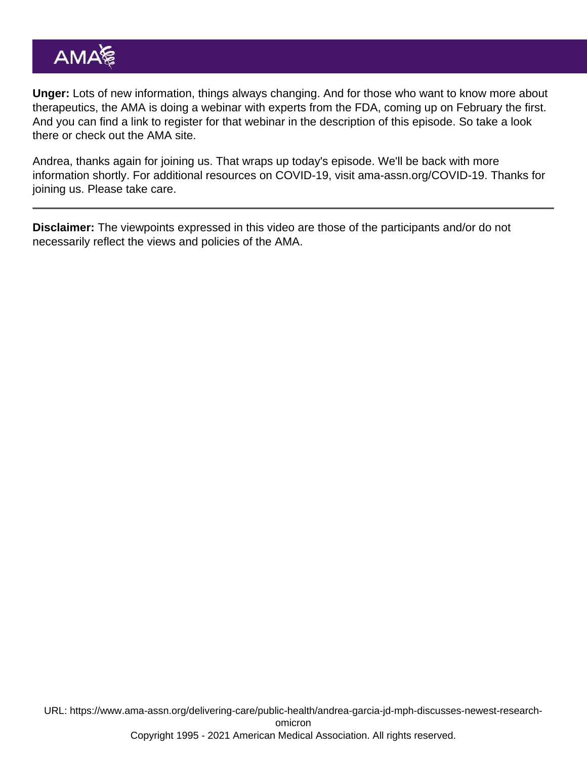**Unger:** Lots of new information, things always changing. And for those who want to know more about therapeutics, the AMA is doing a webinar with experts from the FDA, coming up on February the first. And you can find a link to register for that webinar in the description of this episode. So take a look there or check out the AMA site.

Andrea, thanks again for joining us. That wraps up today's episode. We'll be back with more information shortly. For additional resources on COVID-19, visit ama-assn.org/COVID-19. Thanks for joining us. Please take care.

---

**Disclaimer:** The viewpoints expressed in this video are those of the participants and/or do not necessarily reflect the views and policies of the AMA.